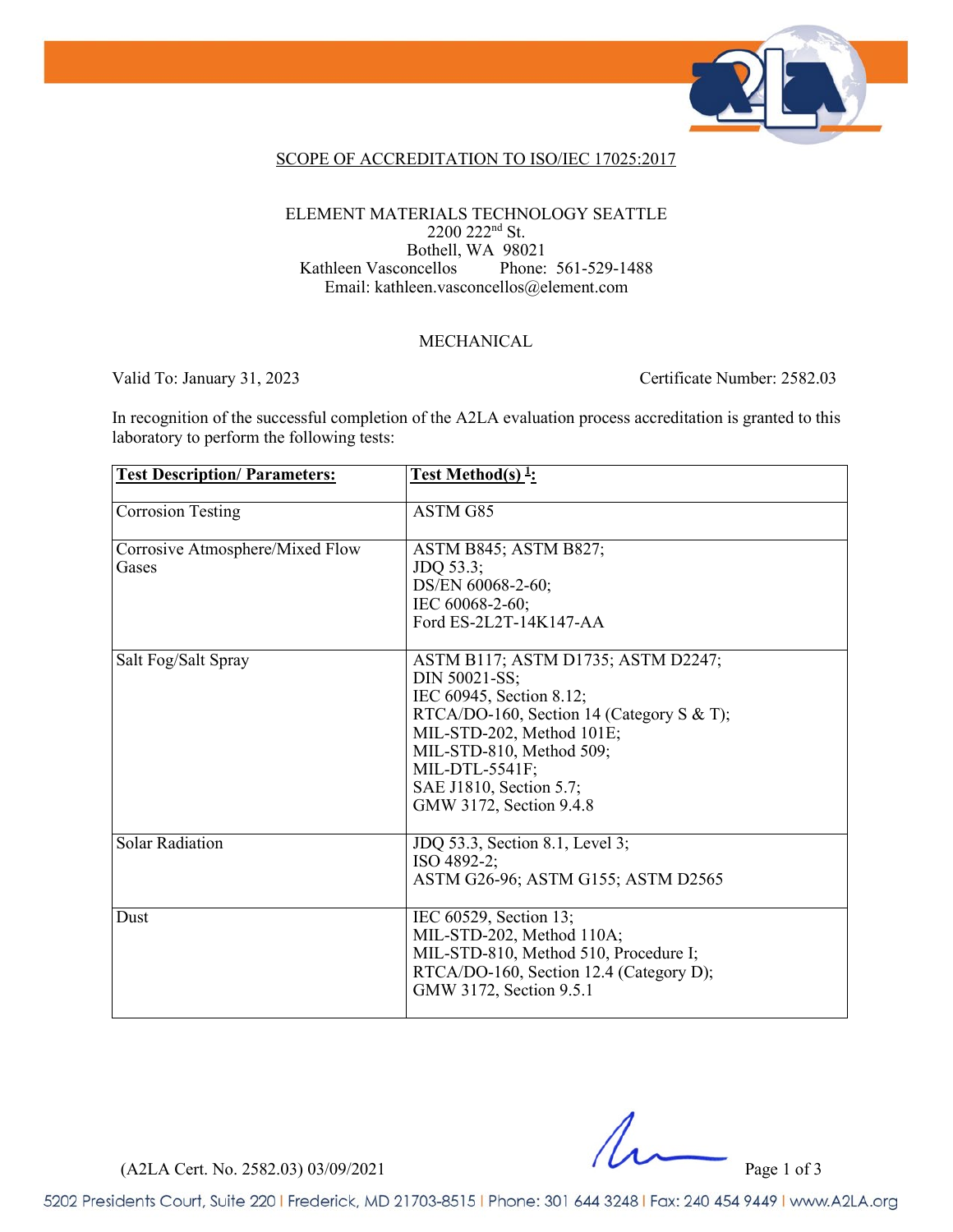## SCOPE OF ACCREDITATION TO ISO/IEC 17025:2017

ELEMENT MATERIALS TECHNOLOGY SEATTLE
2200 222nd St.
Bothell, WA 98021
Kathleen Vasconcellos Phone: 561-529-1488
Email: kathleen.vasconcellos@element.com

MECHANICAL

Valid To: January 31, 2023 Certificate Number: 2582.03

In recognition of the successful completion of the A2LA evaluation process accreditation is granted to this laboratory to perform the following tests:

| Test Description/ Parameters: | Test Method(s) [1]: |
|---|---|
| Corrosion Testing | ASTM G85 |
| Corrosive Atmosphere/Mixed Flow Gases | ASTM B845; ASTM B827;<br>JDQ 53.3;<br>DS/EN 60068-2-60;<br>IEC 60068-2-60;<br>Ford ES-2L2T-14K147-AA |
| Salt Fog/Salt Spray | ASTM B117; ASTM D1735; ASTM D2247;<br>DIN 50021-SS;<br>IEC 60945, Section 8.12;<br>RTCA/DO-160, Section 14 (Category S & T);<br>MIL-STD-202, Method 101E;<br>MIL-STD-810, Method 509;<br>MIL-DTL-5541F;<br>SAE J1810, Section 5.7;<br>GMW 3172, Section 9.4.8 |
| Solar Radiation | JDQ 53.3, Section 8.1, Level 3;<br>ISO 4892-2;<br>ASTM G26-96; ASTM G155; ASTM D2565 |
| Dust | IEC 60529, Section 13;<br>MIL-STD-202, Method 110A;<br>MIL-STD-810, Method 510, Procedure I;<br>RTCA/DO-160, Section 12.4 (Category D);<br>GMW 3172, Section 9.5.1 |

(A2LA Cert. No. 2582.03) 03/09/2021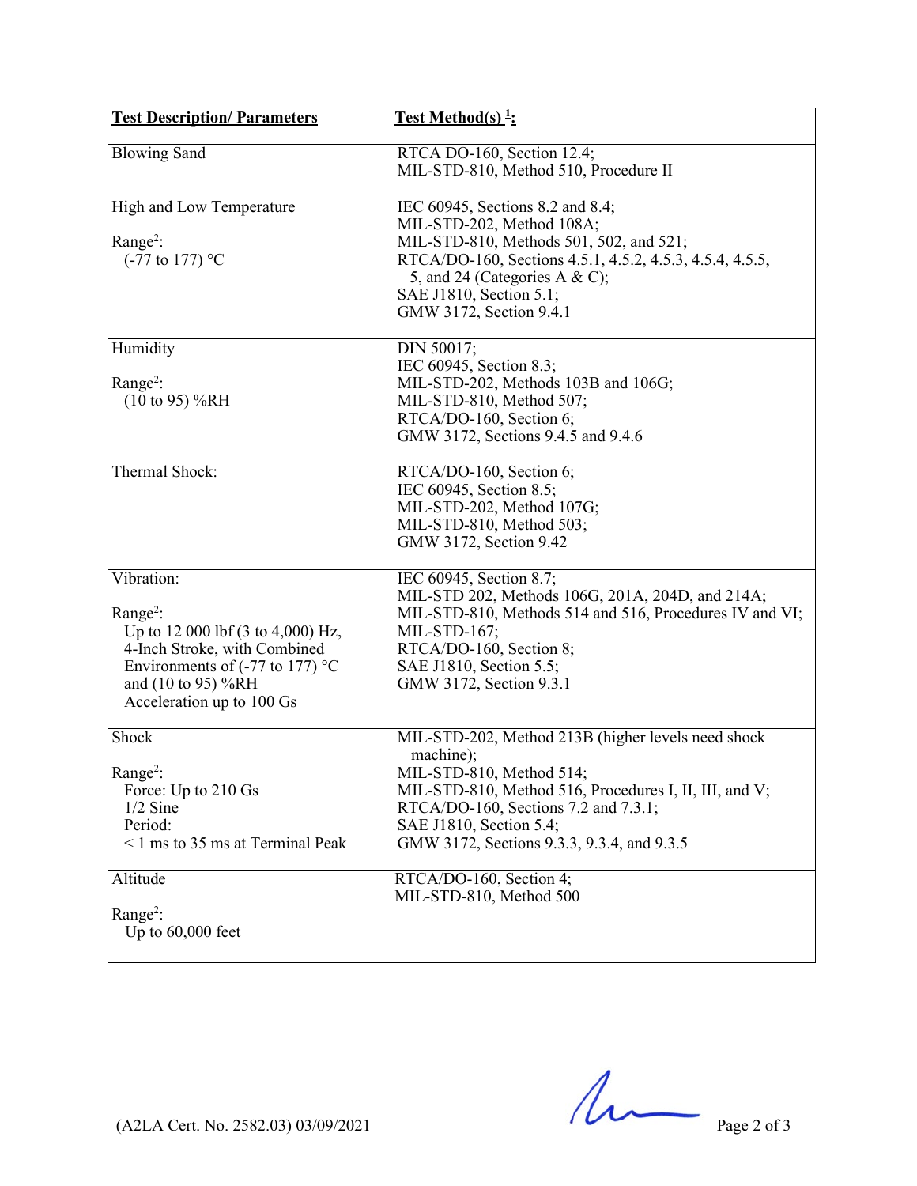| Test Description/ Parameters | Test Method(s) [1]: |
|---|---|
| Blowing Sand | RTCA DO-160, Section 12.4;<br>MIL-STD-810, Method 510, Procedure II |
| High and Low Temperature<br><br>Range[2]:<br>(-77 to 177) °C | IEC 60945, Sections 8.2 and 8.4;<br>MIL-STD-202, Method 108A;<br>MIL-STD-810, Methods 501, 502, and 521;<br>RTCA/DO-160, Sections 4.5.1, 4.5.2, 4.5.3, 4.5.4, 4.5.5, 5, and 24 (Categories A & C);<br>SAE J1810, Section 5.1;<br>GMW 3172, Section 9.4.1 |
| Humidity<br><br>Range[2]:<br>(10 to 95) %RH | DIN 50017;<br>IEC 60945, Section 8.3;<br>MIL-STD-202, Methods 103B and 106G;<br>MIL-STD-810, Method 507;<br>RTCA/DO-160, Section 6;<br>GMW 3172, Sections 9.4.5 and 9.4.6 |
| Thermal Shock: | RTCA/DO-160, Section 6;<br>IEC 60945, Section 8.5;<br>MIL-STD-202, Method 107G;<br>MIL-STD-810, Method 503;<br>GMW 3172, Section 9.42 |
| Vibration:<br><br>Range[2]:<br>Up to 12 000 lbf (3 to 4,000) Hz, 4-Inch Stroke, with Combined Environments of (-77 to 177) °C and (10 to 95) %RH<br>Acceleration up to 100 Gs | IEC 60945, Section 8.7;<br>MIL-STD 202, Methods 106G, 201A, 204D, and 214A;<br>MIL-STD-810, Methods 514 and 516, Procedures IV and VI;<br>MIL-STD-167;<br>RTCA/DO-160, Section 8;<br>SAE J1810, Section 5.5;<br>GMW 3172, Section 9.3.1 |
| Shock<br><br>Range[2]:<br>Force: Up to 210 Gs<br>1/2 Sine<br>Period:<br>< 1 ms to 35 ms at Terminal Peak | MIL-STD-202, Method 213B (higher levels need shock machine);<br>MIL-STD-810, Method 514;<br>MIL-STD-810, Method 516, Procedures I, II, III, and V;<br>RTCA/DO-160, Sections 7.2 and 7.3.1;<br>SAE J1810, Section 5.4;<br>GMW 3172, Sections 9.3.3, 9.3.4, and 9.3.5 |
| Altitude<br><br>Range[2]:<br>Up to 60,000 feet | RTCA/DO-160, Section 4;<br>MIL-STD-810, Method 500 |

(A2LA Cert. No. 2582.03) 03/09/2021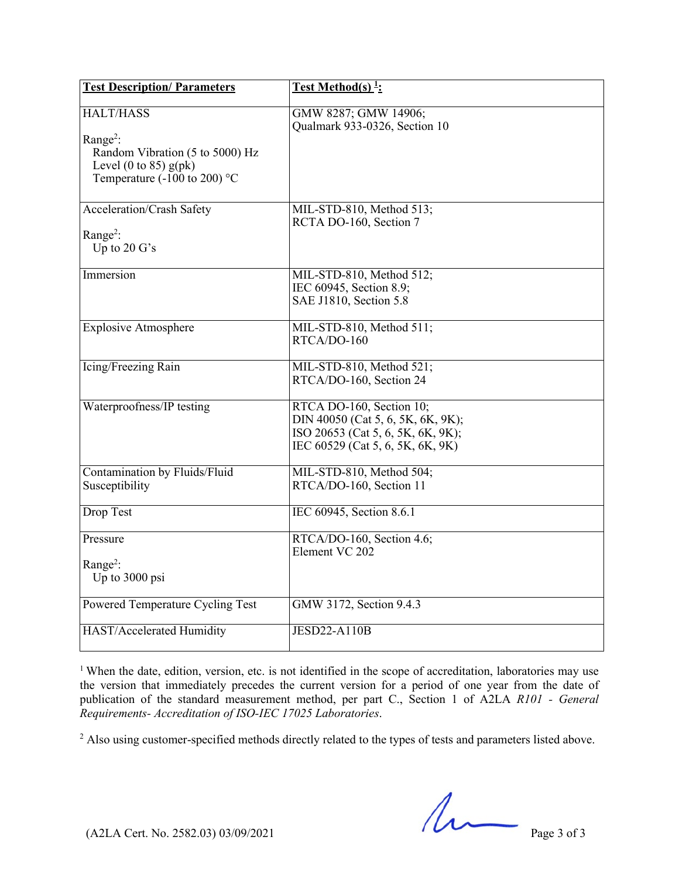| **Test Description/ Parameters** | **Test Method(s) [1]:** |
|---|---|
| HALT/HASS<br><br>Range[2]:<br>Random Vibration (5 to 5000) Hz<br>Level (0 to 85) g(pk)<br>Temperature (-100 to 200) °C | GMW 8287; GMW 14906;<br>Qualmark 933-0326, Section 10 |
| Acceleration/Crash Safety<br><br>Range[2]:<br>Up to 20 G's | MIL-STD-810, Method 513;<br>RCTA DO-160, Section 7 |
| Immersion | MIL-STD-810, Method 512;<br>IEC 60945, Section 8.9;<br>SAE J1810, Section 5.8 |
| Explosive Atmosphere | MIL-STD-810, Method 511;<br>RTCA/DO-160 |
| Icing/Freezing Rain | MIL-STD-810, Method 521;<br>RTCA/DO-160, Section 24 |
| Waterproofness/IP testing | RTCA DO-160, Section 10;<br>DIN 40050 (Cat 5, 6, 5K, 6K, 9K);<br>ISO 20653 (Cat 5, 6, 5K, 6K, 9K);<br>IEC 60529 (Cat 5, 6, 5K, 6K, 9K) |
| Contamination by Fluids/Fluid Susceptibility | MIL-STD-810, Method 504;<br>RTCA/DO-160, Section 11 |
| Drop Test | IEC 60945, Section 8.6.1 |
| Pressure<br><br>Range[2]:<br>Up to 3000 psi | RTCA/DO-160, Section 4.6;<br>Element VC 202 |
| Powered Temperature Cycling Test | GMW 3172, Section 9.4.3 |
| HAST/Accelerated Humidity | JESD22-A110B |

[1] When the date, edition, version, etc. is not identified in the scope of accreditation, laboratories may use the version that immediately precedes the current version for a period of one year from the date of publication of the standard measurement method, per part C., Section 1 of A2LA *R101 - General Requirements- Accreditation of ISO-IEC 17025 Laboratories*.

[2] Also using customer-specified methods directly related to the types of tests and parameters listed above.

(A2LA Cert. No. 2582.03) 03/09/2021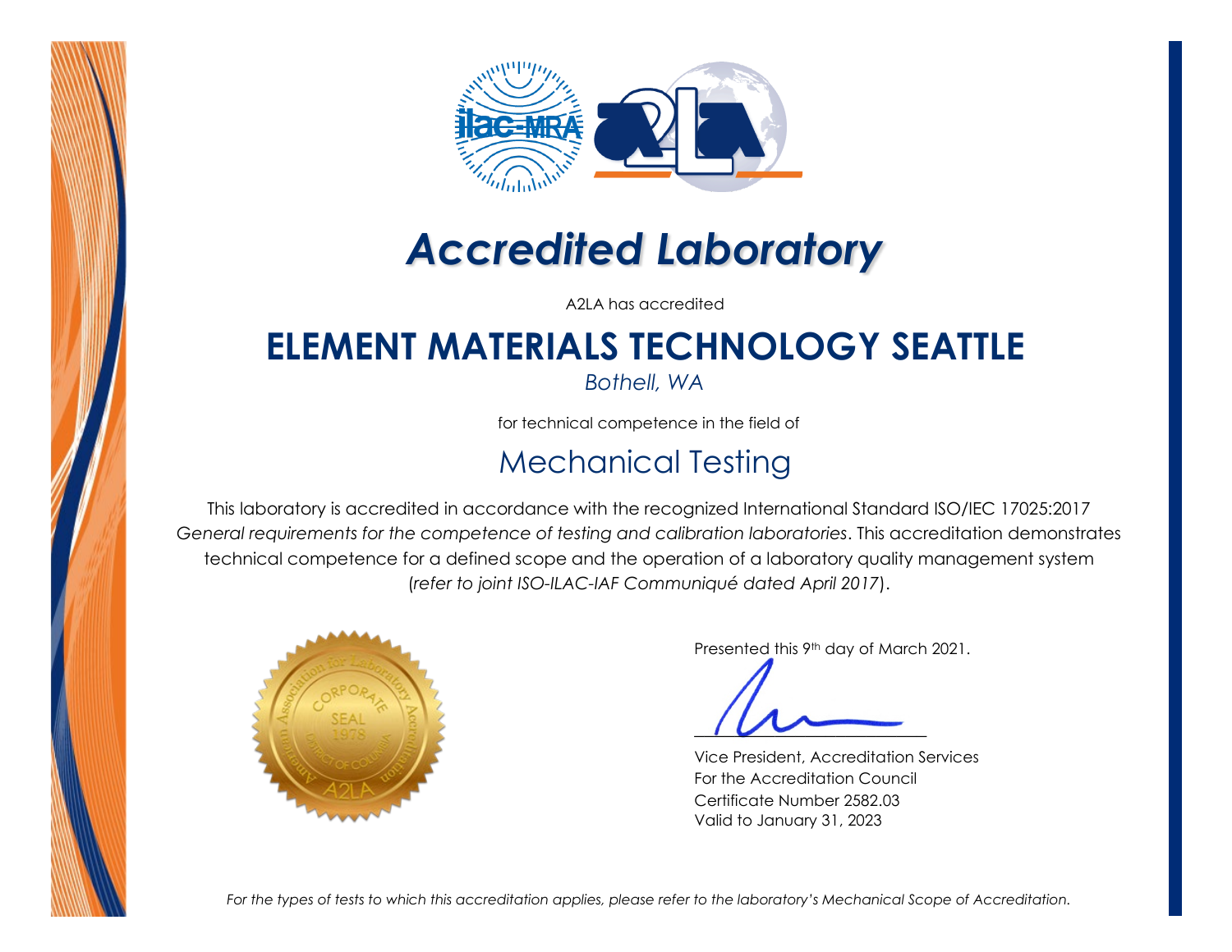# *Accredited Laboratory*

A2LA has accredited

## ELEMENT MATERIALS TECHNOLOGY SEATTLE

*Bothell, WA*

for technical competence in the field of

## Mechanical Testing

This laboratory is accredited in accordance with the recognized International Standard ISO/IEC 17025:2017 *General requirements for the competence of testing and calibration laboratories*. This accreditation demonstrates technical competence for a defined scope and the operation of a laboratory quality management system (*refer to joint ISO-ILAC-IAF Communiqué dated April 2017*).

Presented this 9th day of March 2021.

Vice President, Accreditation Services
For the Accreditation Council
Certificate Number 2582.03
Valid to January 31, 2023

*For the types of tests to which this accreditation applies, please refer to the laboratory's Mechanical Scope of Accreditation.*